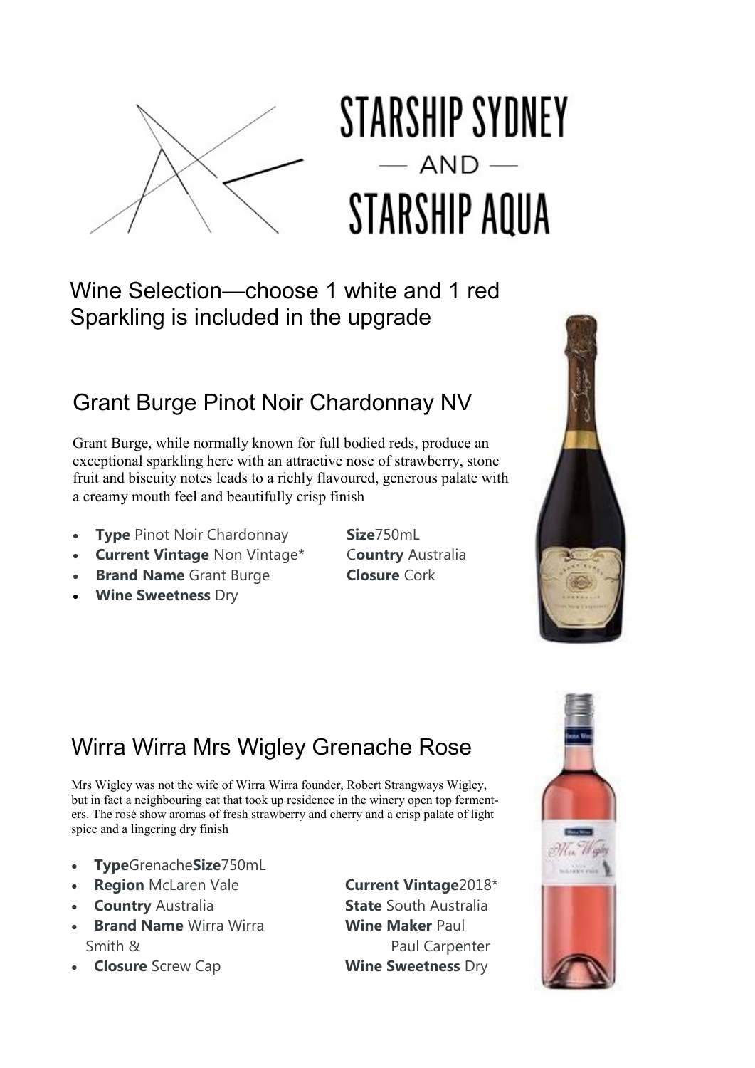# STARSHIP SYDNEY

— AND —

# STARSHIP AQUA

Wine Selection—choose 1 white and 1 red
Sparkling is included in the upgrade

## Grant Burge Pinot Noir Chardonnay NV

Grant Burge, while normally known for full bodied reds, produce an exceptional sparkling here with an attractive nose of strawberry, stone fruit and biscuity notes leads to a richly flavoured, generous palate with a creamy mouth feel and beautifully crisp finish

- **Type** Pinot Noir Chardonnay
- **Current Vintage** Non Vintage*
- **Brand Name** Grant Burge
- **Wine Sweetness** Dry

**Size**750mL
C**ountry** Australia
**Closure** Cork

## Wirra Wirra Mrs Wigley Grenache Rose

Mrs Wigley was not the wife of Wirra Wirra founder, Robert Strangways Wigley, but in fact a neighbouring cat that took up residence in the winery open top fermenters. The rosé show aromas of fresh strawberry and cherry and a crisp palate of light spice and a lingering dry finish

- **Type**Grenache**Size**750mL
- **Region** McLaren Vale
- **Country** Australia
- **Brand Name** Wirra Wirra
- **Closure** Screw Cap

**Current Vintage**2018*
**State** South Australia
**Wine Maker** Paul Smith & Paul Carpenter
**Wine Sweetness** Dry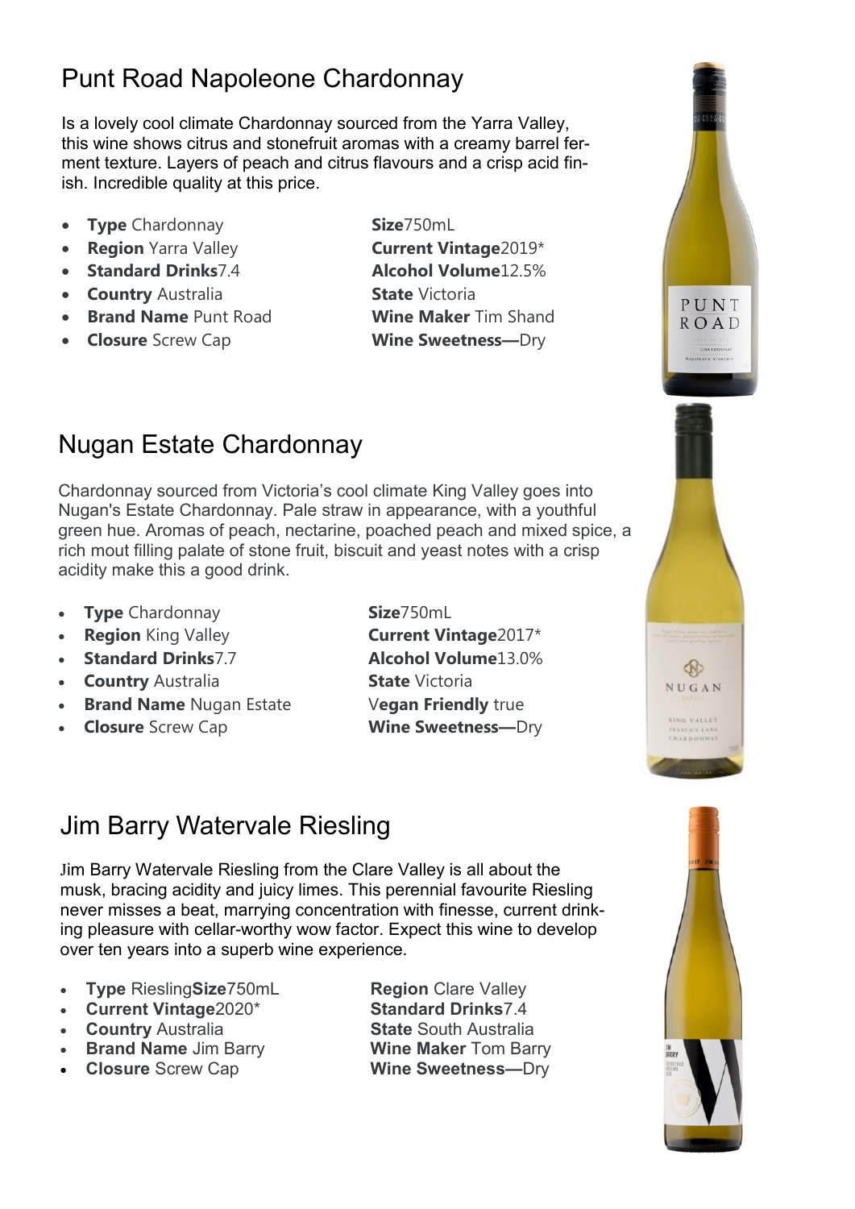## Punt Road Napoleone Chardonnay

Is a lovely cool climate Chardonnay sourced from the Yarra Valley, this wine shows citrus and stonefruit aromas with a creamy barrel ferment texture. Layers of peach and citrus flavours and a crisp acid finish. Incredible quality at this price.

- **Type** Chardonnay
- **Region** Yarra Valley
- **Standard Drinks**7.4
- **Country** Australia
- **Brand Name** Punt Road
- **Closure** Screw Cap

**Size**750mL
**Current Vintage**2019*
**Alcohol Volume**12.5%
**State** Victoria
**Wine Maker** Tim Shand
**Wine Sweetness—**Dry

## Nugan Estate Chardonnay

Chardonnay sourced from Victoria's cool climate King Valley goes into Nugan's Estate Chardonnay. Pale straw in appearance, with a youthful green hue. Aromas of peach, nectarine, poached peach and mixed spice, a rich mout filling palate of stone fruit, biscuit and yeast notes with a crisp acidity make this a good drink.

- **Type** Chardonnay
- **Region** King Valley
- **Standard Drinks**7.7
- **Country** Australia
- **Brand Name** Nugan Estate
- **Closure** Screw Cap

**Size**750mL
**Current Vintage**2017*
**Alcohol Volume**13.0%
**State** Victoria
V**egan Friendly** true
**Wine Sweetness—**Dry

## Jim Barry Watervale Riesling

Jim Barry Watervale Riesling from the Clare Valley is all about the musk, bracing acidity and juicy limes. This perennial favourite Riesling never misses a beat, marrying concentration with finesse, current drinking pleasure with cellar-worthy wow factor. Expect this wine to develop over ten years into a superb wine experience.

- **Type** Riesling**Size**750mL
- **Current Vintage**2020*
- **Country** Australia
- **Brand Name** Jim Barry
- **Closure** Screw Cap

**Region** Clare Valley
**Standard Drinks**7.4
**State** South Australia
**Wine Maker** Tom Barry
**Wine Sweetness—**Dry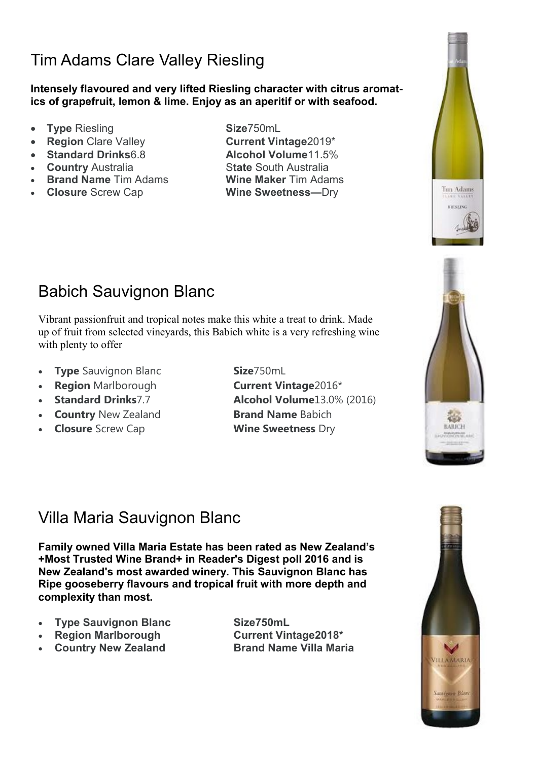## Tim Adams Clare Valley Riesling

**Intensely flavoured and very lifted Riesling character with citrus aromatics of grapefruit, lemon & lime. Enjoy as an aperitif or with seafood.**

- **Type** Riesling
- **Region** Clare Valley
- **Standard Drinks**6.8
- **Country** Australia
- **Brand Name** Tim Adams
- **Closure** Screw Cap

**Size**750mL
**Current Vintage**2019*
**Alcohol Volume**11.5%
S**tate** South Australia
**Wine Maker** Tim Adams
**Wine Sweetness—**Dry

## Babich Sauvignon Blanc

Vibrant passionfruit and tropical notes make this white a treat to drink. Made up of fruit from selected vineyards, this Babich white is a very refreshing wine with plenty to offer

- **Type** Sauvignon Blanc
- **Region** Marlborough
- **Standard Drinks**7.7
- **Country** New Zealand
- **Closure** Screw Cap

**Size**750mL
**Current Vintage**2016*
**Alcohol Volume**13.0% (2016)
**Brand Name** Babich
**Wine Sweetness** Dry

## Villa Maria Sauvignon Blanc

**Family owned Villa Maria Estate has been rated as New Zealand's +Most Trusted Wine Brand+ in Reader's Digest poll 2016 and is New Zealand's most awarded winery. This Sauvignon Blanc has Ripe gooseberry flavours and tropical fruit with more depth and complexity than most.**

- **Type Sauvignon Blanc**
- **Region Marlborough**
- **Country New Zealand**

**Size750mL**
**Current Vintage2018***
**Brand Name Villa Maria**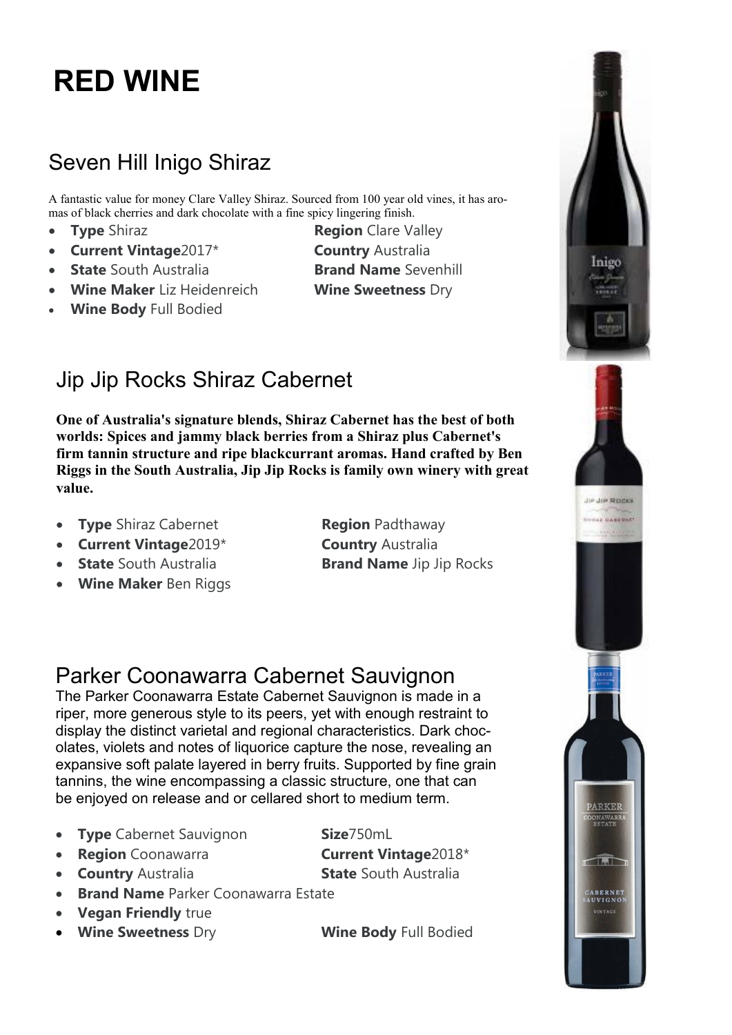# RED WINE

## Seven Hill Inigo Shiraz

A fantastic value for money Clare Valley Shiraz. Sourced from 100 year old vines, it has aromas of black cherries and dark chocolate with a fine spicy lingering finish.

- **Type** Shiraz
- **Current Vintage**2017*
- **State** South Australia
- **Wine Maker** Liz Heidenreich
- **Wine Body** Full Bodied

**Region** Clare Valley
**Country** Australia
**Brand Name** Sevenhill
**Wine Sweetness** Dry

## Jip Jip Rocks Shiraz Cabernet

**One of Australia's signature blends, Shiraz Cabernet has the best of both worlds: Spices and jammy black berries from a Shiraz plus Cabernet's firm tannin structure and ripe blackcurrant aromas. Hand crafted by Ben Riggs in the South Australia, Jip Jip Rocks is family own winery with great value.**

- **Type** Shiraz Cabernet
- **Current Vintage**2019*
- **State** South Australia
- **Wine Maker** Ben Riggs

**Region** Padthaway
**Country** Australia
**Brand Name** Jip Jip Rocks

## Parker Coonawarra Cabernet Sauvignon

The Parker Coonawarra Estate Cabernet Sauvignon is made in a riper, more generous style to its peers, yet with enough restraint to display the distinct varietal and regional characteristics. Dark chocolates, violets and notes of liquorice capture the nose, revealing an expansive soft palate layered in berry fruits. Supported by fine grain tannins, the wine encompassing a classic structure, one that can be enjoyed on release and or cellared short to medium term.

- **Type** Cabernet Sauvignon
- **Region** Coonawarra
- **Country** Australia
- **Brand Name** Parker Coonawarra Estate
- **Vegan Friendly** true
- **Wine Sweetness** Dry

**Size**750mL
**Current Vintage**2018*
**State** South Australia
**Wine Body** Full Bodied